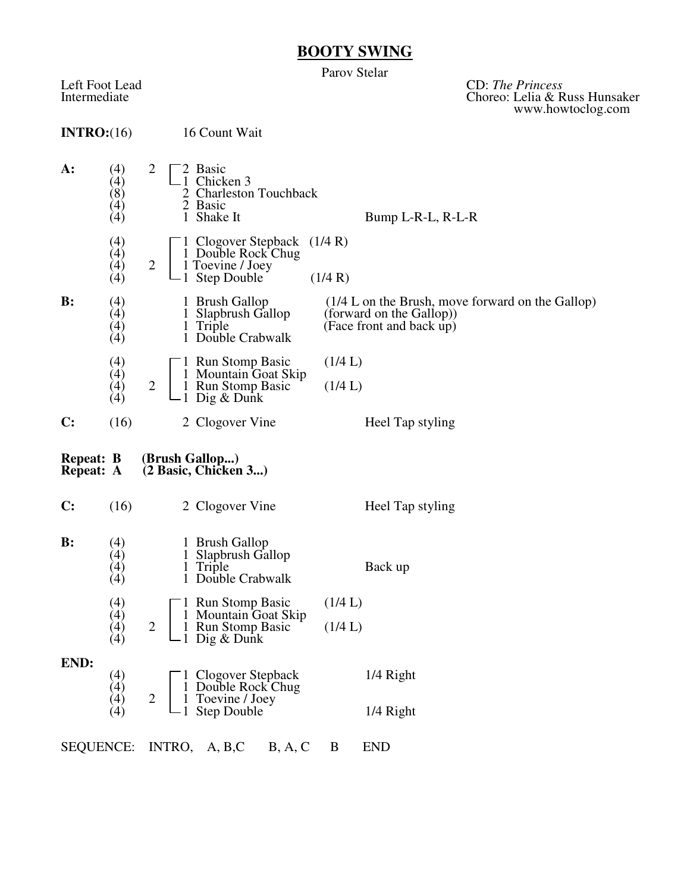# BOOTY SWING

Parov Stelar

Left Foot Lead
Intermediate

CD: *The Princess*
Choreo: Lelia & Russ Hunsaker
www.howtoclog.com

**INTRO:**(16) 16 Count Wait

| Section | Counts | Repeat | Step | Notes |
|---|---|---|---|---|
| **A:** | (4) | 2 | 2 Basic | |
| | (4) | | 1 Chicken 3 | |
| | (8) | | 2 Charleston Touchback | |
| | (4) | | 2 Basic | |
| | (4) | | 1 Shake It | Bump L-R-L, R-L-R |
| | (4) | 2 | 1 Clogover Stepback (1/4 R) | |
| | (4) | | 1 Double Rock Chug | |
| | (4) | | 1 Toevine / Joey | |
| | (4) | | 1 Step Double (1/4 R) | |
| **B:** | (4) | | 1 Brush Gallop | (1/4 L on the Brush, move forward on the Gallop) |
| | (4) | | 1 Slapbrush Gallop | (forward on the Gallop)) |
| | (4) | | 1 Triple | (Face front and back up) |
| | (4) | | 1 Double Crabwalk | |
| | (4) | 2 | 1 Run Stomp Basic (1/4 L) | |
| | (4) | | 1 Mountain Goat Skip | |
| | (4) | | 1 Run Stomp Basic (1/4 L) | |
| | (4) | | 1 Dig & Dunk | |
| **C:** | (16) | | 2 Clogover Vine | Heel Tap styling |

**Repeat: B (Brush Gallop...)**
**Repeat: A (2 Basic, Chicken 3...)**

| Section | Counts | Repeat | Step | Notes |
|---|---|---|---|---|
| **C:** | (16) | | 2 Clogover Vine | Heel Tap styling |
| **B:** | (4) | | 1 Brush Gallop | |
| | (4) | | 1 Slapbrush Gallop | |
| | (4) | | 1 Triple | Back up |
| | (4) | | 1 Double Crabwalk | |
| | (4) | 2 | 1 Run Stomp Basic (1/4 L) | |
| | (4) | | 1 Mountain Goat Skip | |
| | (4) | | 1 Run Stomp Basic (1/4 L) | |
| | (4) | | 1 Dig & Dunk | |
| **END:** | (4) | 2 | 1 Clogover Stepback | 1/4 Right |
| | (4) | | 1 Double Rock Chug | |
| | (4) | | 1 Toevine / Joey | |
| | (4) | | 1 Step Double | 1/4 Right |

SEQUENCE: INTRO, A, B,C B, A, C B END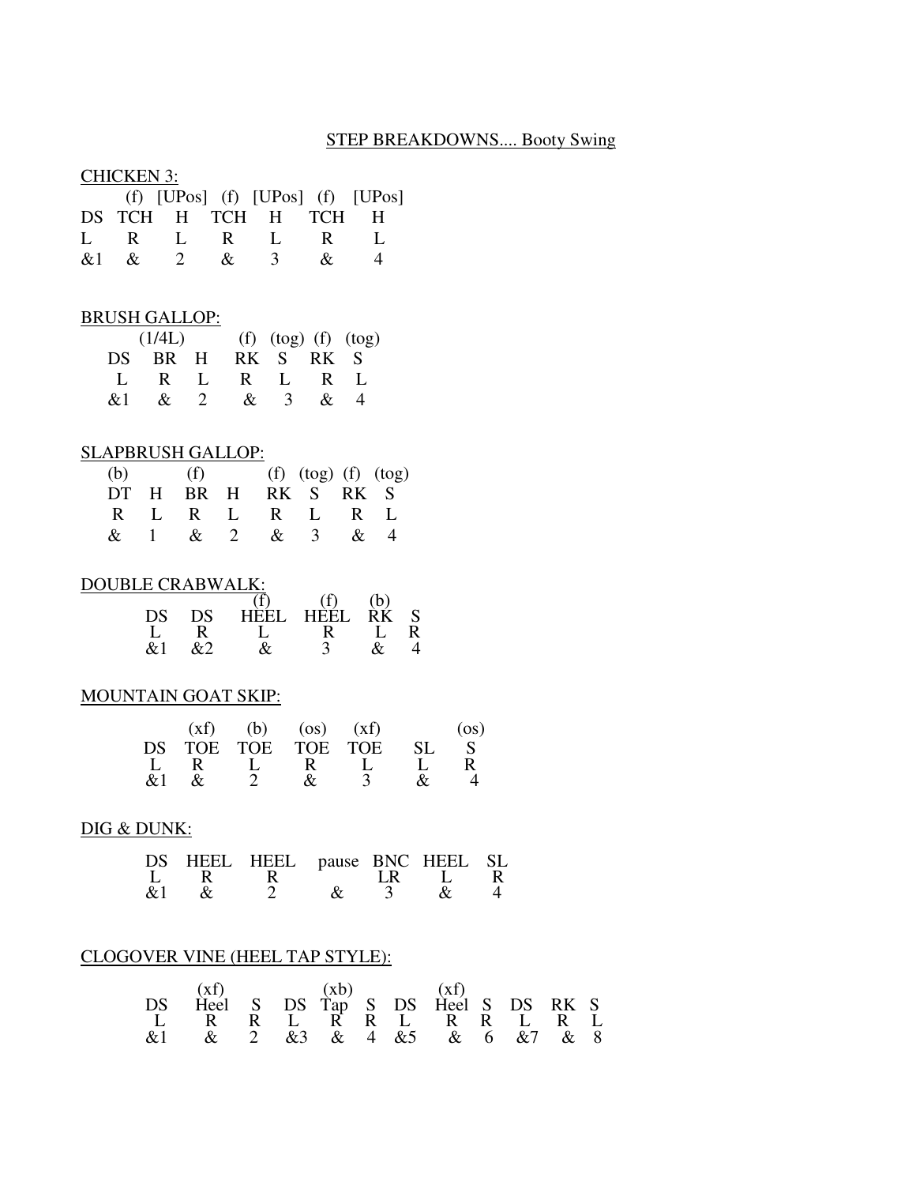## STEP BREAKDOWNS.... Booty Swing

**CHICKEN 3:**

| | | | | | | |
|---|---|---|---|---|---|---|
| | (f) | [UPos] | (f) | [UPos] | (f) | [UPos] |
| DS | TCH | H | TCH | H | TCH | H |
| L | R | L | R | L | R | L |
| &1 | & | 2 | & | 3 | & | 4 |

**BRUSH GALLOP:**

| | | | | | | |
|---|---|---|---|---|---|---|
| | (1/4L) | | (f) | (tog) | (f) | (tog) |
| DS | BR | H | RK | S | RK | S |
| L | R | L | R | L | R | L |
| &1 | & | 2 | & | 3 | & | 4 |

**SLAPBRUSH GALLOP:**

| | | | | | | | |
|---|---|---|---|---|---|---|---|
| (b) | | (f) | | (f) | (tog) | (f) | (tog) |
| DT | H | BR | H | RK | S | RK | S |
| R | L | R | L | R | L | R | L |
| & | 1 | & | 2 | & | 3 | & | 4 |

**DOUBLE CRABWALK:**

| | | | | | |
|---|---|---|---|---|---|
| | | (f) | (f) | (b) | |
| DS | DS | HEEL | HEEL | RK | S |
| L | R | L | R | L | R |
| &1 | &2 | & | 3 | & | 4 |

**MOUNTAIN GOAT SKIP:**

| | | | | | | |
|---|---|---|---|---|---|---|
| | (xf) | (b) | (os) | (xf) | | (os) |
| DS | TOE | TOE | TOE | TOE | SL | S |
| L | R | L | R | L | L | R |
| &1 | & | 2 | & | 3 | & | 4 |

**DIG & DUNK:**

| | | | | | | |
|---|---|---|---|---|---|---|
| DS | HEEL | HEEL | pause | BNC | HEEL | SL |
| L | R | R | | LR | L | R |
| &1 | & | 2 | & | 3 | & | 4 |

**CLOGOVER VINE (HEEL TAP STYLE):**

| | | | | | | | | | | | |
|---|---|---|---|---|---|---|---|---|---|---|---|
| | (xf) | | | (xb) | | | (xf) | | | | |
| DS | Heel | S | DS | Tap | S | DS | Heel | S | DS | RK | S |
| L | R | R | L | R | R | L | R | R | L | R | L |
| &1 | & | 2 | &3 | & | 4 | &5 | & | 6 | &7 | & | 8 |